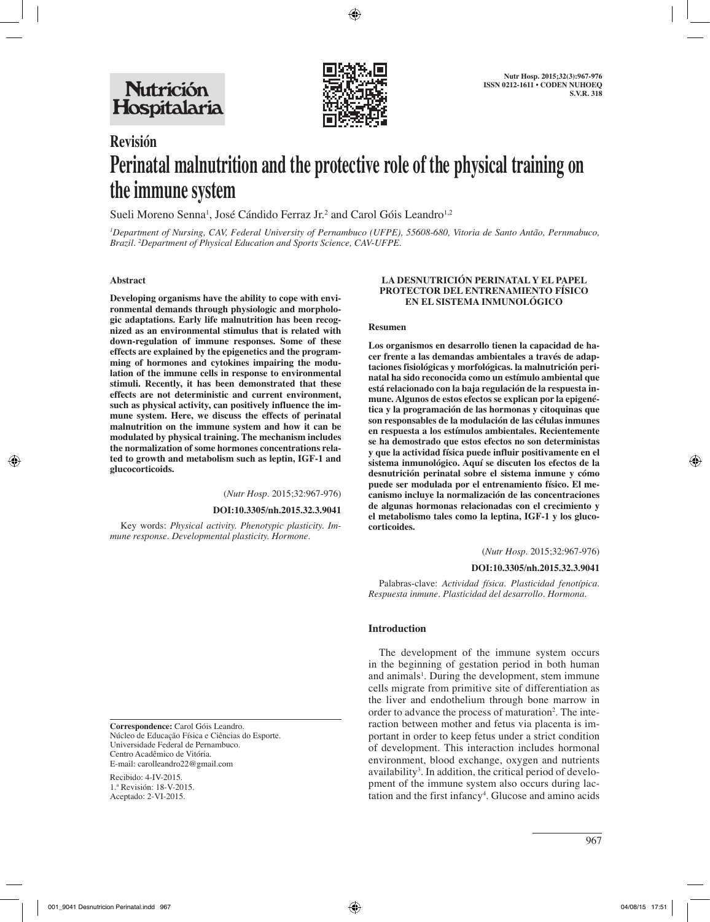Revisión

# Perinatal malnutrition and the protective role of the physical training on the immune system

Sueli Moreno Senna[1], José Cándido Ferraz Jr.[2] and Carol Góis Leandro[1,2]

[1]*Department of Nursing, CAV, Federal University of Pernambuco (UFPE), 55608-680, Vitoria de Santo Antão, Pernmabuco, Brazil.* [2]*Department of Physical Education and Sports Science, CAV-UFPE.*

### Abstract

**Developing organisms have the ability to cope with environmental demands through physiologic and morphologic adaptations. Early life malnutrition has been recognized as an environmental stimulus that is related with down-regulation of immune responses. Some of these effects are explained by the epigenetics and the programming of hormones and cytokines impairing the modulation of the immune cells in response to environmental stimuli. Recently, it has been demonstrated that these effects are not deterministic and current environment, such as physical activity, can positively influence the immune system. Here, we discuss the effects of perinatal malnutrition on the immune system and how it can be modulated by physical training. The mechanism includes the normalization of some hormones concentrations related to growth and metabolism such as leptin, IGF-1 and glucocorticoids.**

(*Nutr Hosp.* 2015;32:967-976)

**DOI:10.3305/nh.2015.32.3.9041**

Key words: *Physical activity. Phenotypic plasticity. Immune response. Developmental plasticity. Hormone.*

### LA DESNUTRICIÓN PERINATAL Y EL PAPEL PROTECTOR DEL ENTRENAMIENTO FÍSICO EN EL SISTEMA INMUNOLÓGICO

### Resumen

**Los organismos en desarrollo tienen la capacidad de hacer frente a las demandas ambientales a través de adaptaciones fisiológicas y morfológicas. la malnutrición perinatal ha sido reconocida como un estímulo ambiental que está relacionado con la baja regulación de la respuesta inmune. Algunos de estos efectos se explican por la epigenética y la programación de las hormonas y citoquinas que son responsables de la modulación de las células inmunes en respuesta a los estímulos ambientales. Recientemente se ha demostrado que estos efectos no son deterministas y que la actividad física puede influir positivamente en el sistema inmunológico. Aquí se discuten los efectos de la desnutrición perinatal sobre el sistema inmune y cómo puede ser modulada por el entrenamiento físico. El mecanismo incluye la normalización de las concentraciones de algunas hormonas relacionadas con el crecimiento y el metabolismo tales como la leptina, IGF-1 y los glucocorticoides.**

(*Nutr Hosp.* 2015;32:967-976)

**DOI:10.3305/nh.2015.32.3.9041**

Palabras-clave: *Actividad física. Plasticidad fenotípica. Respuesta inmune. Plasticidad del desarrollo. Hormona.*

**Correspondence:** Carol Góis Leandro.
Núcleo de Educação Física e Ciências do Esporte.
Universidade Federal de Pernambuco.
Centro Acadêmico de Vitória.
E-mail: carolleandro22@gmail.com

Recibido: 4-IV-2015.
1.ª Revisión: 18-V-2015.
Aceptado: 2-VI-2015.

## Introduction

The development of the immune system occurs in the beginning of gestation period in both human and animals[1]. During the development, stem immune cells migrate from primitive site of differentiation as the liver and endothelium through bone marrow in order to advance the process of maturation[2]. The interaction between mother and fetus via placenta is important in order to keep fetus under a strict condition of development. This interaction includes hormonal environment, blood exchange, oxygen and nutrients availability[3]. In addition, the critical period of development of the immune system also occurs during lactation and the first infancy[4]. Glucose and amino acids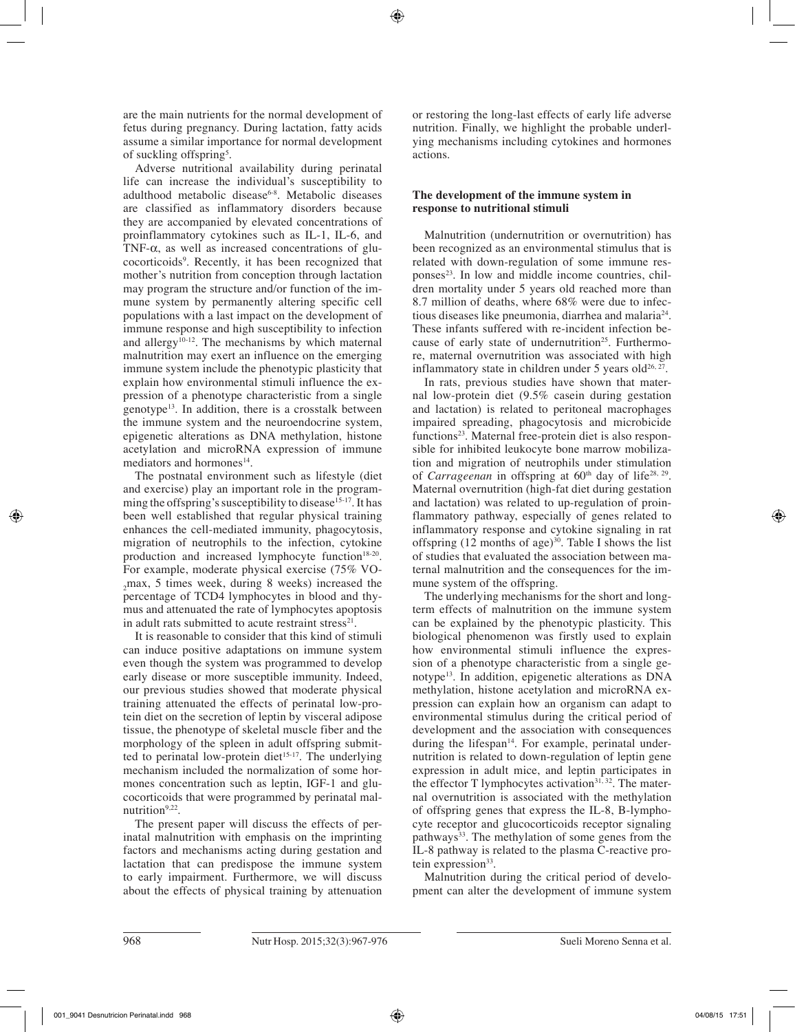are the main nutrients for the normal development of fetus during pregnancy. During lactation, fatty acids assume a similar importance for normal development of suckling offspring[5].

Adverse nutritional availability during perinatal life can increase the individual's susceptibility to adulthood metabolic disease[6-8]. Metabolic diseases are classified as inflammatory disorders because they are accompanied by elevated concentrations of proinflammatory cytokines such as IL-1, IL-6, and TNF-$\alpha$, as well as increased concentrations of glucocorticoids[9]. Recently, it has been recognized that mother's nutrition from conception through lactation may program the structure and/or function of the immune system by permanently altering specific cell populations with a last impact on the development of immune response and high susceptibility to infection and allergy[10-12]. The mechanisms by which maternal malnutrition may exert an influence on the emerging immune system include the phenotypic plasticity that explain how environmental stimuli influence the expression of a phenotype characteristic from a single genotype[13]. In addition, there is a crosstalk between the immune system and the neuroendocrine system, epigenetic alterations as DNA methylation, histone acetylation and microRNA expression of immune mediators and hormones[14].

The postnatal environment such as lifestyle (diet and exercise) play an important role in the programming the offspring's susceptibility to disease[15-17]. It has been well established that regular physical training enhances the cell-mediated immunity, phagocytosis, migration of neutrophils to the infection, cytokine production and increased lymphocyte function[18-20]. For example, moderate physical exercise (75% $VO_2max$, 5 times week, during 8 weeks) increased the percentage of TCD4 lymphocytes in blood and thymus and attenuated the rate of lymphocytes apoptosis in adult rats submitted to acute restraint stress[21].

It is reasonable to consider that this kind of stimuli can induce positive adaptations on immune system even though the system was programmed to develop early disease or more susceptible immunity. Indeed, our previous studies showed that moderate physical training attenuated the effects of perinatal low-protein diet on the secretion of leptin by visceral adipose tissue, the phenotype of skeletal muscle fiber and the morphology of the spleen in adult offspring submitted to perinatal low-protein diet[15-17]. The underlying mechanism included the normalization of some hormones concentration such as leptin, IGF-1 and glucocorticoids that were programmed by perinatal malnutrition[9,22].

The present paper will discuss the effects of perinatal malnutrition with emphasis on the imprinting factors and mechanisms acting during gestation and lactation that can predispose the immune system to early impairment. Furthermore, we will discuss about the effects of physical training by attenuation or restoring the long-last effects of early life adverse nutrition. Finally, we highlight the probable underlying mechanisms including cytokines and hormones actions.

## The development of the immune system in response to nutritional stimuli

Malnutrition (undernutrition or overnutrition) has been recognized as an environmental stimulus that is related with down-regulation of some immune responses[23]. In low and middle income countries, children mortality under 5 years old reached more than 8.7 million of deaths, where 68% were due to infectious diseases like pneumonia, diarrhea and malaria[24]. These infants suffered with re-incident infection because of early state of undernutrition[25]. Furthermore, maternal overnutrition was associated with high inflammatory state in children under 5 years old[26, 27].

In rats, previous studies have shown that maternal low-protein diet (9.5% casein during gestation and lactation) is related to peritoneal macrophages impaired spreading, phagocytosis and microbicide functions[23]. Maternal free-protein diet is also responsible for inhibited leukocyte bone marrow mobilization and migration of neutrophils under stimulation of *Carrageenan* in offspring at 60[th] day of life[28, 29]. Maternal overnutrition (high-fat diet during gestation and lactation) was related to up-regulation of proinflammatory pathway, especially of genes related to inflammatory response and cytokine signaling in rat offspring (12 months of age)[30]. Table I shows the list of studies that evaluated the association between maternal malnutrition and the consequences for the immune system of the offspring.

The underlying mechanisms for the short and long-term effects of malnutrition on the immune system can be explained by the phenotypic plasticity. This biological phenomenon was firstly used to explain how environmental stimuli influence the expression of a phenotype characteristic from a single genotype[13]. In addition, epigenetic alterations as DNA methylation, histone acetylation and microRNA expression can explain how an organism can adapt to environmental stimulus during the critical period of development and the association with consequences during the lifespan[14]. For example, perinatal undernutrition is related to down-regulation of leptin gene expression in adult mice, and leptin participates in the effector T lymphocytes activation[31, 32]. The maternal overnutrition is associated with the methylation of offspring genes that express the IL-8, B-lymphocyte receptor and glucocorticoids receptor signaling pathways[33]. The methylation of some genes from the IL-8 pathway is related to the plasma C-reactive protein expression[33].

Malnutrition during the critical period of development can alter the development of immune system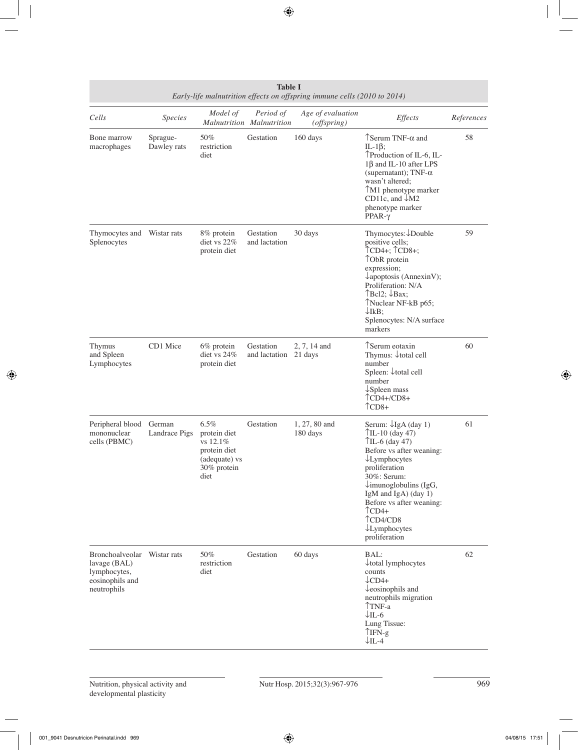**Table I**
*Early-life malnutrition effects on offspring immune cells (2010 to 2014)*

| *Cells* | *Species* | *Model of Malnutrition* | *Period of Malnutrition* | *Age of evaluation (offspring)* | *Effects* | *References* |
|---|---|---|---|---|---|---|
| Bone marrow macrophages | Sprague-Dawley rats | 50% restriction diet | Gestation | 160 days | ↑Serum TNF-α and IL-1β; ↑Production of IL-6, IL-1β and IL-10 after LPS (supernatant); TNF-α wasn't altered; ↑M1 phenotype marker CD11c, and ↓M2 phenotype marker PPAR-γ | 58 |
| Thymocytes and Splenocytes | Wistar rats | 8% protein diet vs 22% protein diet | Gestation and lactation | 30 days | Thymocytes:↓Double positive cells; ↑CD4+; ↑CD8+; ↑ObR protein expression; ↓apoptosis (AnnexinV); Proliferation: N/A ↑Bcl2; ↓Bax; ↑Nuclear NF-kB p65; ↓IkB; Splenocytes: N/A surface markers | 59 |
| Thymus and Spleen Lymphocytes | CD1 Mice | 6% protein diet vs 24% protein diet | Gestation and lactation | 2, 7, 14 and 21 days | ↑Serum eotaxin Thymus: ↓total cell number Spleen: ↓total cell number ↓Spleen mass ↑CD4+/CD8+ ↑CD8+ | 60 |
| Peripheral blood mononuclear cells (PBMC) | German Landrace Pigs | 6.5% protein diet vs 12.1% protein diet (adequate) vs 30% protein diet | Gestation | 1, 27, 80 and 180 days | Serum: ↓IgA (day 1) ↑IL-10 (day 47) ↑IL-6 (day 47) Before vs after weaning: ↓Lymphocytes proliferation 30%: Serum: ↓imunoglobulins (IgG, IgM and IgA) (day 1) Before vs after weaning: ↑CD4+ ↑CD4/CD8 ↓Lymphocytes proliferation | 61 |
| Bronchoalveolar lavage (BAL) lymphocytes, eosinophils and neutrophils | Wistar rats | 50% restriction diet | Gestation | 60 days | BAL: ↓total lymphocytes counts ↓CD4+ ↓eosinophils and neutrophils migration ↑TNF-a ↓IL-6 Lung Tissue: ↑IFN-g ↓IL-4 | 62 |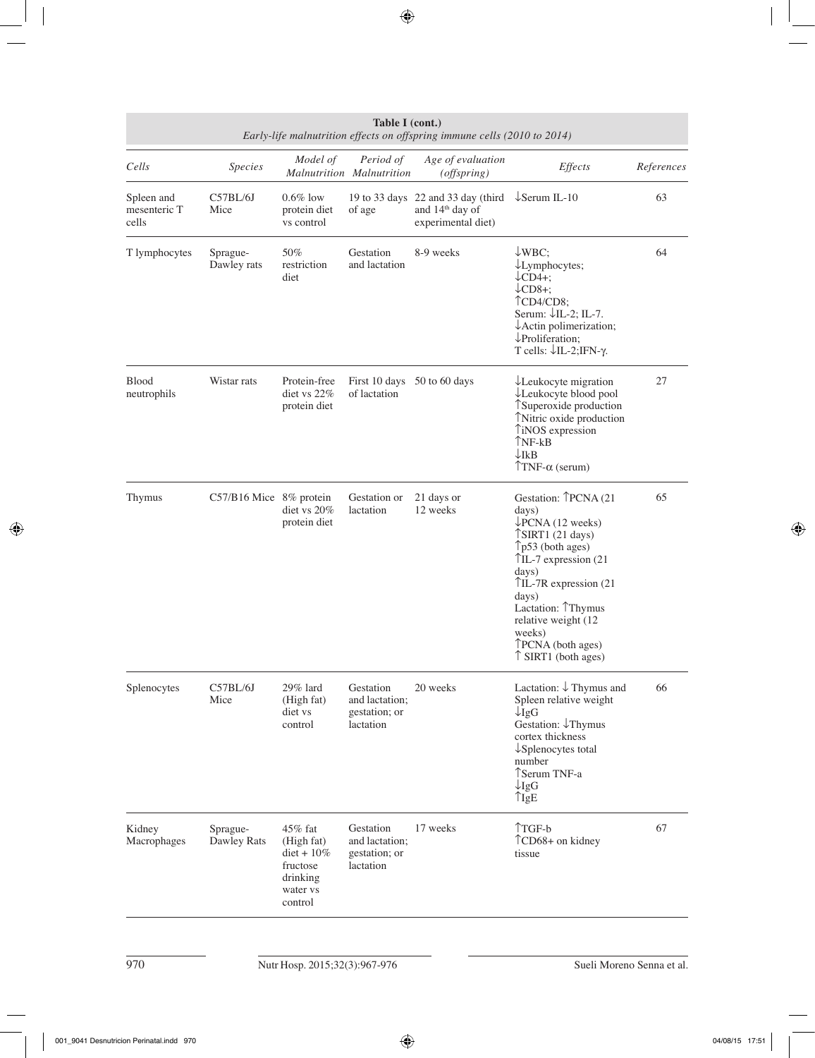**Table I (cont.)**
*Early-life malnutrition effects on offspring immune cells (2010 to 2014)*

| *Cells* | *Species* | *Model of Malnutrition* | *Period of Malnutrition* | *Age of evaluation (offspring)* | *Effects* | *References* |
|---|---|---|---|---|---|---|
| Spleen and mesenteric T cells | C57BL/6J Mice | 0.6% low protein diet vs control | 19 to 33 days of age | 22 and 33 day (third and 14th day of experimental diet) | ↓Serum IL-10 | 63 |
| T lymphocytes | Sprague-Dawley rats | 50% restriction diet | Gestation and lactation | 8-9 weeks | ↓WBC; ↓Lymphocytes; ↓CD4+; ↓CD8+; ↑CD4/CD8; Serum: ↓IL-2; IL-7. ↓Actin polimerization; ↓Proliferation; T cells: ↓IL-2;IFN-γ. | 64 |
| Blood neutrophils | Wistar rats | Protein-free diet vs 22% protein diet | First 10 days of lactation | 50 to 60 days | ↓Leukocyte migration ↓Leukocyte blood pool ↑Superoxide production ↑Nitric oxide production ↑iNOS expression ↑NF-kB ↓IkB ↑TNF-α (serum) | 27 |
| Thymus | C57/B16 Mice | 8% protein diet vs 20% protein diet | Gestation or lactation | 21 days or 12 weeks | Gestation: ↑PCNA (21 days) ↓PCNA (12 weeks) ↑SIRT1 (21 days) ↑p53 (both ages) ↑IL-7 expression (21 days) ↑IL-7R expression (21 days) Lactation: ↑Thymus relative weight (12 weeks) ↑PCNA (both ages) ↑ SIRT1 (both ages) | 65 |
| Splenocytes | C57BL/6J Mice | 29% lard (High fat) diet vs control | Gestation and lactation; gestation; or lactation | 20 weeks | Lactation: ↓ Thymus and Spleen relative weight ↓IgG Gestation: ↓Thymus cortex thickness ↓Splenocytes total number ↑Serum TNF-a ↓IgG ↑IgE | 66 |
| Kidney Macrophages | Sprague-Dawley Rats | 45% fat (High fat) diet + 10% fructose drinking water vs control | Gestation and lactation; gestation; or lactation | 17 weeks | ↑TGF-b ↑CD68+ on kidney tissue | 67 |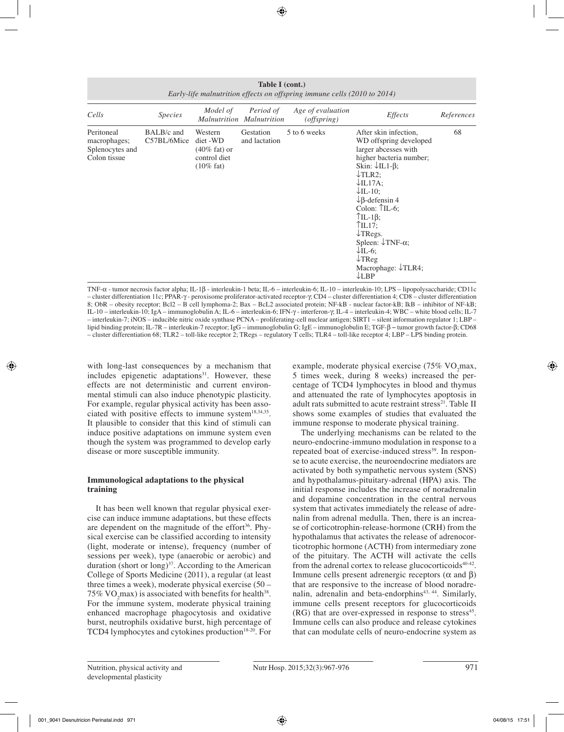**Table I (cont.)**
*Early-life malnutrition effects on offspring immune cells (2010 to 2014)*

| *Cells* | *Species* | *Model of Malnutrition* | *Period of Malnutrition* | *Age of evaluation (offspring)* | *Effects* | *References* |
|---|---|---|---|---|---|---|
| Peritoneal macrophages; Splenocytes and Colon tissue | BALB/c and C57BL/6Mice | Western diet -WD (40% fat) or control diet (10% fat) | Gestation and lactation | 5 to 6 weeks | After skin infection, WD offspring developed larger abcesses with higher bacteria number; Skin: ↓IL1-β; ↓TLR2; ↓IL17A; ↓IL-10; ↓β-defensin 4 Colon: ↑IL-6; ↑IL-1β; ↑IL17; ↓TRegs. Spleen: ↓TNF-α; ↓IL-6; ↓TReg Macrophage: ↓TLR4; ↓LBP | 68 |

TNF-α - tumor necrosis factor alpha; IL-1β - interleukin-1 beta; IL-6 – interleukin-6; IL-10 – interleukin-10; LPS – lipopolysaccharide; CD11c – cluster differentiation 11c; PPAR-γ - peroxisome proliferator-activated receptor-γ; CD4 – cluster differentiation 4; CD8 – cluster differentiation 8; ObR – obesity receptor; Bcl2 – B cell lymphoma-2; Bax – BcL2 associated protein; NF-kB - nuclear factor-kB; IkB – inhibitor of NF-kB; IL-10 – interleukin-10; IgA – immunoglobulin A; IL-6 – interleukin-6; IFN-γ - interferon-γ; IL-4 – interleukin-4; WBC – white blood cells; IL-7 – interleukin-7; iNOS – inducible nitric oxide synthase PCNA – proliferating-cell nuclear antigen; SIRT1 – silent information regulator 1; LBP – lipid binding protein; IL-7R – interleukin-7 receptor; IgG – immunoglobulin G; IgE – immunoglobulin E; TGF-β – tumor growth factor-β; CD68 – cluster differentiation 68; TLR2 – toll-like receptor 2; TRegs – regulatory T cells; TLR4 – toll-like receptor 4; LBP – LPS binding protein.

with long-last consequences by a mechanism that includes epigenetic adaptations[31]. However, these effects are not deterministic and current environmental stimuli can also induce phenotypic plasticity. For example, regular physical activity has been associated with positive effects to immune system[18,34,35]. It plausible to consider that this kind of stimuli can induce positive adaptations on immune system even though the system was programmed to develop early disease or more susceptible immunity.

### Immunological adaptations to the physical training

It has been well known that regular physical exercise can induce immune adaptations, but these effects are dependent on the magnitude of the effort[36]. Physical exercise can be classified according to intensity (light, moderate or intense), frequency (number of sessions per week), type (anaerobic or aerobic) and duration (short or long)[37]. According to the American College of Sports Medicine (2011), a regular (at least three times a week), moderate physical exercise (50 – 75% $VO_2$max) is associated with benefits for health[38]. For the immune system, moderate physical training enhanced macrophage phagocytosis and oxidative burst, neutrophils oxidative burst, high percentage of TCD4 lymphocytes and cytokines production[18-20]. For example, moderate physical exercise (75% $VO_2$max, 5 times week, during 8 weeks) increased the percentage of TCD4 lymphocytes in blood and thymus and attenuated the rate of lymphocytes apoptosis in adult rats submitted to acute restraint stress[21]. Table II shows some examples of studies that evaluated the immune response to moderate physical training.

The underlying mechanisms can be related to the neuro-endocrine-immuno modulation in response to a repeated boat of exercise-induced stress[39]. In response to acute exercise, the neuroendocrine mediators are activated by both sympathetic nervous system (SNS) and hypothalamus-pituitary-adrenal (HPA) axis. The initial response includes the increase of noradrenalin and dopamine concentration in the central nervous system that activates immediately the release of adrenalin from adrenal medulla. Then, there is an increase of corticotrophin-release-hormone (CRH) from the hypothalamus that activates the release of adrenocorticotrophic hormone (ACTH) from intermediary zone of the pituitary. The ACTH will activate the cells from the adrenal cortex to release glucocorticoids[40-42]. Immune cells present adrenergic receptors (α and β) that are responsive to the increase of blood noradrenalin, adrenalin and beta-endorphins[43, 44]. Similarly, immune cells present receptors for glucocorticoids (RG) that are over-expressed in response to stress[45]. Immune cells can also produce and release cytokines that can modulate cells of neuro-endocrine system as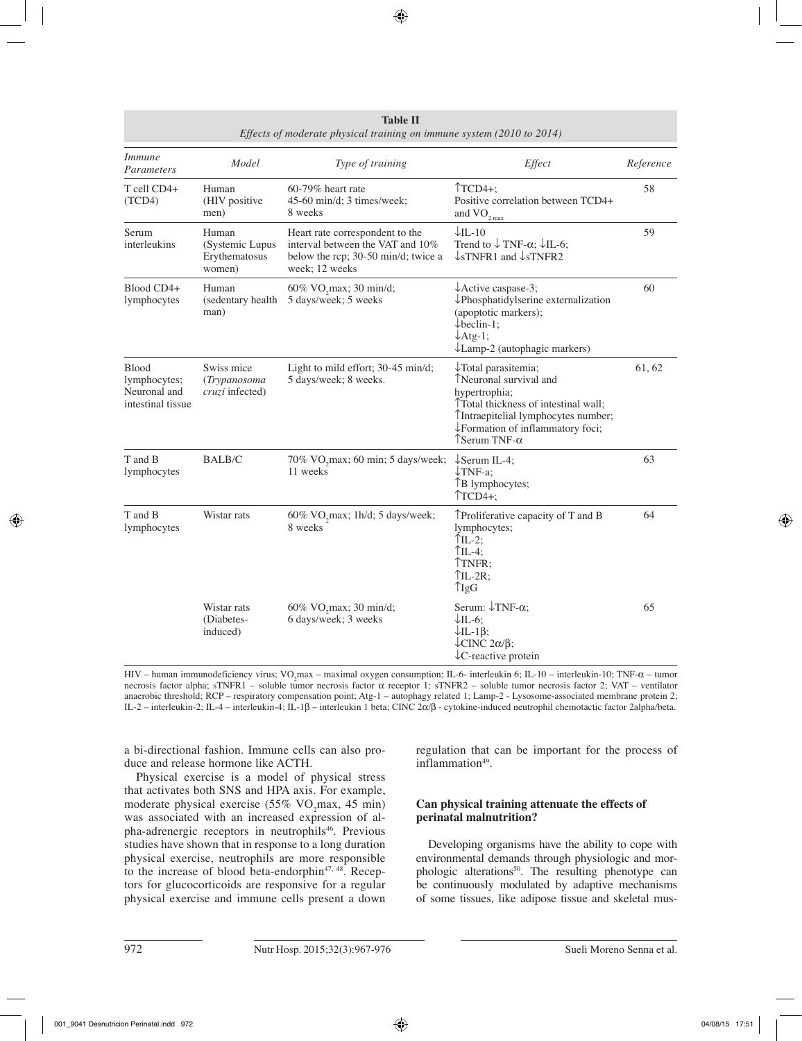**Table II**
*Effects of moderate physical training on immune system (2010 to 2014)*

| *Immune Parameters* | *Model* | *Type of training* | *Effect* | *Reference* |
|---|---|---|---|---|
| T cell CD4+ (TCD4) | Human (HIV positive men) | 60-79% heart rate 45-60 min/d; 3 times/week; 8 weeks | ↑TCD4+; Positive correlation between TCD4+ and $VO_{2\ max}$ | 58 |
| Serum interleukins | Human (Systemic Lupus Erythematosus women) | Heart rate correspondent to the interval between the VAT and 10% below the rcp; 30-50 min/d; twice a week; 12 weeks | ↓IL-10 Trend to ↓ TNF-α; ↓IL-6; ↓sTNFR1 and ↓sTNFR2 | 59 |
| Blood CD4+ lymphocytes | Human (sedentary health man) | 60% $VO_2$max; 30 min/d; 5 days/week; 5 weeks | ↓Active caspase-3; ↓Phosphatidylserine externalization (apoptotic markers); ↓beclin-1; ↓Atg-1; ↓Lamp-2 (autophagic markers) | 60 |
| Blood lymphocytes; Neuronal and intestinal tissue | Swiss mice (*Trypanosoma cruzi* infected) | Light to mild effort; 30-45 min/d; 5 days/week; 8 weeks. | ↓Total parasitemia; ↑Neuronal survival and hypertrophia; ↑Total thickness of intestinal wall; ↑Intraepitelial lymphocytes number; ↓Formation of inflammatory foci; ↑Serum TNF-α | 61, 62 |
| T and B lymphocytes | BALB/C | 70% $VO_2$max; 60 min; 5 days/week; 11 weeks | ↓Serum IL-4; ↓TNF-a; ↑B lymphocytes; ↑TCD4+; | 63 |
| T and B lymphocytes | Wistar rats | 60% $VO_2$max; 1h/d; 5 days/week; 8 weeks | ↑Proliferative capacity of T and B lymphocytes; ↑IL-2; ↑IL-4; ↑TNFR; ↑IL-2R; ↑IgG | 64 |
| | Wistar rats (Diabetes-induced) | 60% $VO_2$max; 30 min/d; 6 days/week; 3 weeks | Serum: ↓TNF-α; ↓IL-6; ↓IL-1β; ↓CINC 2α/β; ↓C-reactive protein | 65 |

HIV – human immunodeficiency virus; $VO_2$max – maximal oxygen consumption; IL-6- interleukin 6; IL-10 – interleukin-10; TNF-α – tumor necrosis factor alpha; sTNFR1 – soluble tumor necrosis factor α receptor 1; sTNFR2 – soluble tumor necrosis factor 2; VAT – ventilator anaerobic threshold; RCP – respiratory compensation point; Atg-1 – autophagy related 1; Lamp-2 - Lysosome-associated membrane protein 2; IL-2 – interleukin-2; IL-4 – interleukin-4; IL-1β – interleukin 1 beta; CINC 2α/β - cytokine-induced neutrophil chemotactic factor 2alpha/beta.

a bi-directional fashion. Immune cells can also produce and release hormone like ACTH.

Physical exercise is a model of physical stress that activates both SNS and HPA axis. For example, moderate physical exercise (55% $VO_2$max, 45 min) was associated with an increased expression of alpha-adrenergic receptors in neutrophils[46]. Previous studies have shown that in response to a long duration physical exercise, neutrophils are more responsible to the increase of blood beta-endorphin[47, 48]. Receptors for glucocorticoids are responsive for a regular physical exercise and immune cells present a down regulation that can be important for the process of inflammation[49].

### Can physical training attenuate the effects of perinatal malnutrition?

Developing organisms have the ability to cope with environmental demands through physiologic and morphologic alterations[50]. The resulting phenotype can be continuously modulated by adaptive mechanisms of some tissues, like adipose tissue and skeletal mus-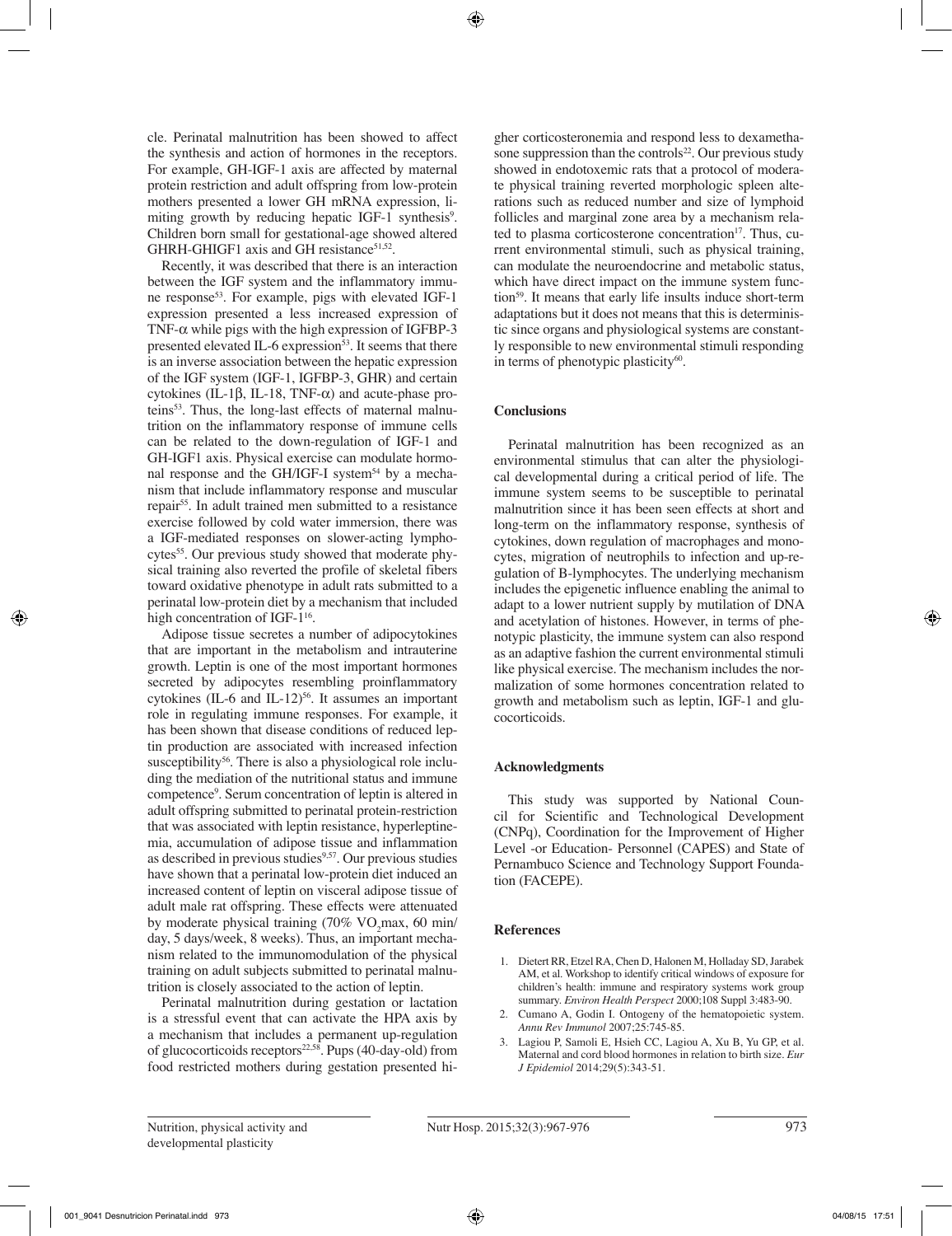cle. Perinatal malnutrition has been showed to affect the synthesis and action of hormones in the receptors. For example, GH-IGF-1 axis are affected by maternal protein restriction and adult offspring from low-protein mothers presented a lower GH mRNA expression, limiting growth by reducing hepatic IGF-1 synthesis[9]. Children born small for gestational-age showed altered GHRH-GHIGF1 axis and GH resistance[51,52].

Recently, it was described that there is an interaction between the IGF system and the inflammatory immune response[53]. For example, pigs with elevated IGF-1 expression presented a less increased expression of TNF-$\alpha$ while pigs with the high expression of IGFBP-3 presented elevated IL-6 expression[53]. It seems that there is an inverse association between the hepatic expression of the IGF system (IGF-1, IGFBP-3, GHR) and certain cytokines (IL-1$\beta$, IL-18, TNF-$\alpha$) and acute-phase proteins[53]. Thus, the long-last effects of maternal malnutrition on the inflammatory response of immune cells can be related to the down-regulation of IGF-1 and GH-IGF1 axis. Physical exercise can modulate hormonal response and the GH/IGF-I system[54] by a mechanism that include inflammatory response and muscular repair[55]. In adult trained men submitted to a resistance exercise followed by cold water immersion, there was a IGF-mediated responses on slower-acting lymphocytes[55]. Our previous study showed that moderate physical training also reverted the profile of skeletal fibers toward oxidative phenotype in adult rats submitted to a perinatal low-protein diet by a mechanism that included high concentration of IGF-1[16].

Adipose tissue secretes a number of adipocytokines that are important in the metabolism and intrauterine growth. Leptin is one of the most important hormones secreted by adipocytes resembling proinflammatory cytokines (IL-6 and IL-12)[56]. It assumes an important role in regulating immune responses. For example, it has been shown that disease conditions of reduced leptin production are associated with increased infection susceptibility[56]. There is also a physiological role including the mediation of the nutritional status and immune competence[9]. Serum concentration of leptin is altered in adult offspring submitted to perinatal protein-restriction that was associated with leptin resistance, hyperleptinemia, accumulation of adipose tissue and inflammation as described in previous studies[9,57]. Our previous studies have shown that a perinatal low-protein diet induced an increased content of leptin on visceral adipose tissue of adult male rat offspring. These effects were attenuated by moderate physical training (70% $VO_2$max, 60 min/day, 5 days/week, 8 weeks). Thus, an important mechanism related to the immunomodulation of the physical training on adult subjects submitted to perinatal malnutrition is closely associated to the action of leptin.

Perinatal malnutrition during gestation or lactation is a stressful event that can activate the HPA axis by a mechanism that includes a permanent up-regulation of glucocorticoids receptors[22,58]. Pups (40-day-old) from food restricted mothers during gestation presented higher corticosteronemia and respond less to dexamethasone suppression than the controls[22]. Our previous study showed in endotoxemic rats that a protocol of moderate physical training reverted morphologic spleen alterations such as reduced number and size of lymphoid follicles and marginal zone area by a mechanism related to plasma corticosterone concentration[17]. Thus, current environmental stimuli, such as physical training, can modulate the neuroendocrine and metabolic status, which have direct impact on the immune system function[59]. It means that early life insults induce short-term adaptations but it does not means that this is deterministic since organs and physiological systems are constantly responsible to new environmental stimuli responding in terms of phenotypic plasticity[60].

## Conclusions

Perinatal malnutrition has been recognized as an environmental stimulus that can alter the physiological developmental during a critical period of life. The immune system seems to be susceptible to perinatal malnutrition since it has been seen effects at short and long-term on the inflammatory response, synthesis of cytokines, down regulation of macrophages and monocytes, migration of neutrophils to infection and up-regulation of B-lymphocytes. The underlying mechanism includes the epigenetic influence enabling the animal to adapt to a lower nutrient supply by mutilation of DNA and acetylation of histones. However, in terms of phenotypic plasticity, the immune system can also respond as an adaptive fashion the current environmental stimuli like physical exercise. The mechanism includes the normalization of some hormones concentration related to growth and metabolism such as leptin, IGF-1 and glucocorticoids.

## Acknowledgments

This study was supported by National Council for Scientific and Technological Development (CNPq), Coordination for the Improvement of Higher Level -or Education- Personnel (CAPES) and State of Pernambuco Science and Technology Support Foundation (FACEPE).

## References

1. Dietert RR, Etzel RA, Chen D, Halonen M, Holladay SD, Jarabek AM, et al. Workshop to identify critical windows of exposure for children's health: immune and respiratory systems work group summary. *Environ Health Perspect* 2000;108 Suppl 3:483-90.
2. Cumano A, Godin I. Ontogeny of the hematopoietic system. *Annu Rev Immunol* 2007;25:745-85.
3. Lagiou P, Samoli E, Hsieh CC, Lagiou A, Xu B, Yu GP, et al. Maternal and cord blood hormones in relation to birth size. *Eur J Epidemiol* 2014;29(5):343-51.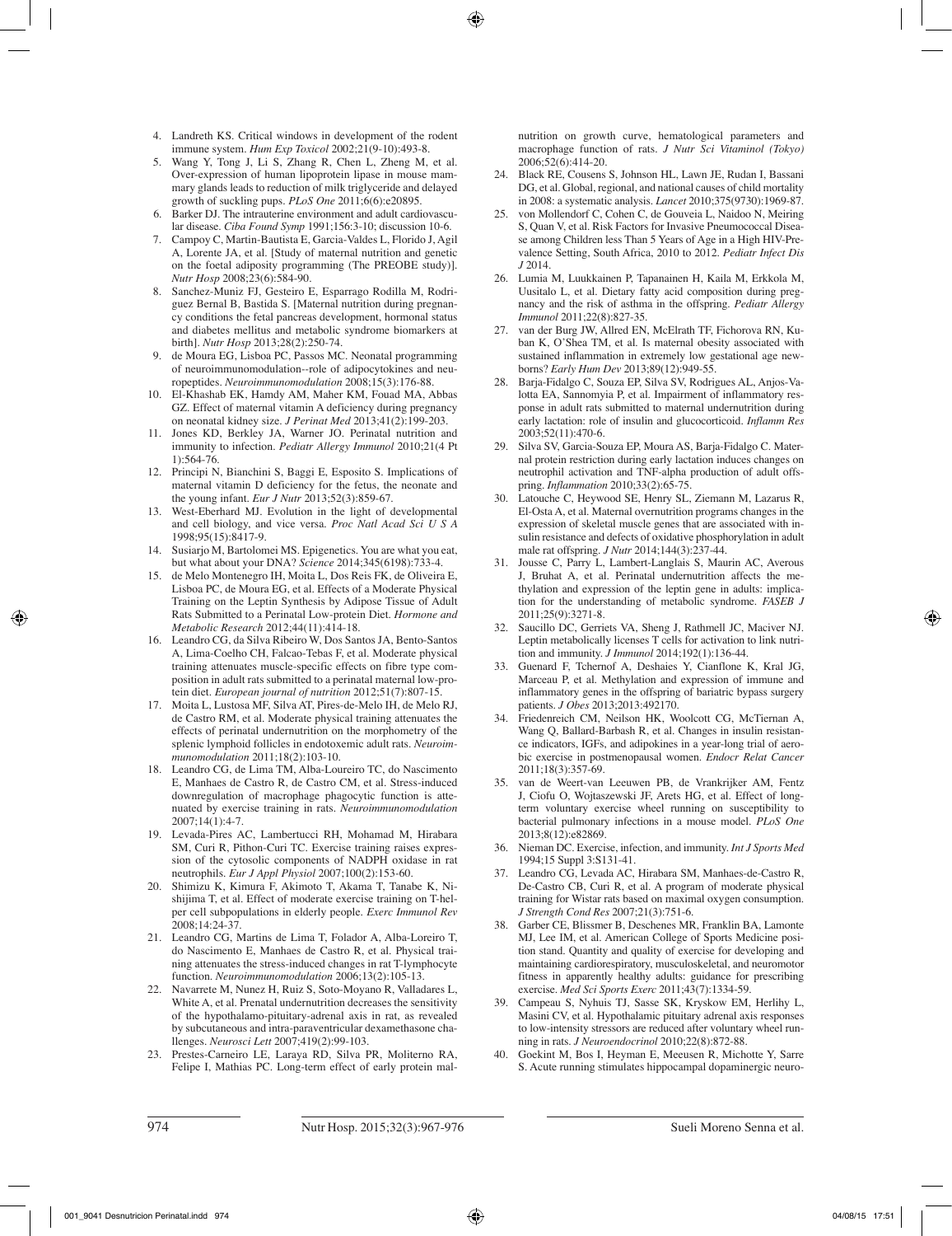4. Landreth KS. Critical windows in development of the rodent immune system. *Hum Exp Toxicol* 2002;21(9-10):493-8.
5. Wang Y, Tong J, Li S, Zhang R, Chen L, Zheng M, et al. Over-expression of human lipoprotein lipase in mouse mammary glands leads to reduction of milk triglyceride and delayed growth of suckling pups. *PLoS One* 2011;6(6):e20895.
6. Barker DJ. The intrauterine environment and adult cardiovascular disease. *Ciba Found Symp* 1991;156:3-10; discussion 10-6.
7. Campoy C, Martin-Bautista E, Garcia-Valdes L, Florido J, Agil A, Lorente JA, et al. [Study of maternal nutrition and genetic on the foetal adiposity programming (The PREOBE study)]. *Nutr Hosp* 2008;23(6):584-90.
8. Sanchez-Muniz FJ, Gesteiro E, Esparrago Rodilla M, Rodriguez Bernal B, Bastida S. [Maternal nutrition during pregnancy conditions the fetal pancreas development, hormonal status and diabetes mellitus and metabolic syndrome biomarkers at birth]. *Nutr Hosp* 2013;28(2):250-74.
9. de Moura EG, Lisboa PC, Passos MC. Neonatal programming of neuroimmunomodulation--role of adipocytokines and neuropeptides. *Neuroimmunomodulation* 2008;15(3):176-88.
10. El-Khashab EK, Hamdy AM, Maher KM, Fouad MA, Abbas GZ. Effect of maternal vitamin A deficiency during pregnancy on neonatal kidney size. *J Perinat Med* 2013;41(2):199-203.
11. Jones KD, Berkley JA, Warner JO. Perinatal nutrition and immunity to infection. *Pediatr Allergy Immunol* 2010;21(4 Pt 1):564-76.
12. Principi N, Bianchini S, Baggi E, Esposito S. Implications of maternal vitamin D deficiency for the fetus, the neonate and the young infant. *Eur J Nutr* 2013;52(3):859-67.
13. West-Eberhard MJ. Evolution in the light of developmental and cell biology, and vice versa. *Proc Natl Acad Sci U S A* 1998;95(15):8417-9.
14. Susiarjo M, Bartolomei MS. Epigenetics. You are what you eat, but what about your DNA? *Science* 2014;345(6198):733-4.
15. de Melo Montenegro IH, Moita L, Dos Reis FK, de Oliveira E, Lisboa PC, de Moura EG, et al. Effects of a Moderate Physical Training on the Leptin Synthesis by Adipose Tissue of Adult Rats Submitted to a Perinatal Low-protein Diet. *Hormone and Metabolic Research* 2012;44(11):414-18.
16. Leandro CG, da Silva Ribeiro W, Dos Santos JA, Bento-Santos A, Lima-Coelho CH, Falcao-Tebas F, et al. Moderate physical training attenuates muscle-specific effects on fibre type composition in adult rats submitted to a perinatal maternal low-protein diet. *European journal of nutrition* 2012;51(7):807-15.
17. Moita L, Lustosa MF, Silva AT, Pires-de-Melo IH, de Melo RJ, de Castro RM, et al. Moderate physical training attenuates the effects of perinatal undernutrition on the morphometry of the splenic lymphoid follicles in endotoxemic adult rats. *Neuroimmunomodulation* 2011;18(2):103-10.
18. Leandro CG, de Lima TM, Alba-Loureiro TC, do Nascimento E, Manhaes de Castro R, de Castro CM, et al. Stress-induced downregulation of macrophage phagocytic function is attenuated by exercise training in rats. *Neuroimmunomodulation* 2007;14(1):4-7.
19. Levada-Pires AC, Lambertucci RH, Mohamad M, Hirabara SM, Curi R, Pithon-Curi TC. Exercise training raises expression of the cytosolic components of NADPH oxidase in rat neutrophils. *Eur J Appl Physiol* 2007;100(2):153-60.
20. Shimizu K, Kimura F, Akimoto T, Akama T, Tanabe K, Nishijima T, et al. Effect of moderate exercise training on T-helper cell subpopulations in elderly people. *Exerc Immunol Rev* 2008;14:24-37.
21. Leandro CG, Martins de Lima T, Folador A, Alba-Loreiro T, do Nascimento E, Manhaes de Castro R, et al. Physical training attenuates the stress-induced changes in rat T-lymphocyte function. *Neuroimmunomodulation* 2006;13(2):105-13.
22. Navarrete M, Nunez H, Ruiz S, Soto-Moyano R, Valladares L, White A, et al. Prenatal undernutrition decreases the sensitivity of the hypothalamo-pituitary-adrenal axis in rat, as revealed by subcutaneous and intra-paraventricular dexamethasone challenges. *Neurosci Lett* 2007;419(2):99-103.
23. Prestes-Carneiro LE, Laraya RD, Silva PR, Moliterno RA, Felipe I, Mathias PC. Long-term effect of early protein malnutrition on growth curve, hematological parameters and macrophage function of rats. *J Nutr Sci Vitaminol (Tokyo)* 2006;52(6):414-20.
24. Black RE, Cousens S, Johnson HL, Lawn JE, Rudan I, Bassani DG, et al. Global, regional, and national causes of child mortality in 2008: a systematic analysis. *Lancet* 2010;375(9730):1969-87.
25. von Mollendorf C, Cohen C, de Gouveia L, Naidoo N, Meiring S, Quan V, et al. Risk Factors for Invasive Pneumococcal Disease among Children less Than 5 Years of Age in a High HIV-Prevalence Setting, South Africa, 2010 to 2012. *Pediatr Infect Dis J* 2014.
26. Lumia M, Luukkainen P, Tapanainen H, Kaila M, Erkkola M, Uusitalo L, et al. Dietary fatty acid composition during pregnancy and the risk of asthma in the offspring. *Pediatr Allergy Immunol* 2011;22(8):827-35.
27. van der Burg JW, Allred EN, McElrath TF, Fichorova RN, Kuban K, O'Shea TM, et al. Is maternal obesity associated with sustained inflammation in extremely low gestational age newborns? *Early Hum Dev* 2013;89(12):949-55.
28. Barja-Fidalgo C, Souza EP, Silva SV, Rodrigues AL, Anjos-Valotta EA, Sannomyia P, et al. Impairment of inflammatory response in adult rats submitted to maternal undernutrition during early lactation: role of insulin and glucocorticoid. *Inflamm Res* 2003;52(11):470-6.
29. Silva SV, Garcia-Souza EP, Moura AS, Barja-Fidalgo C. Maternal protein restriction during early lactation induces changes on neutrophil activation and TNF-alpha production of adult offspring. *Inflammation* 2010;33(2):65-75.
30. Latouche C, Heywood SE, Henry SL, Ziemann M, Lazarus R, El-Osta A, et al. Maternal overnutrition programs changes in the expression of skeletal muscle genes that are associated with insulin resistance and defects of oxidative phosphorylation in adult male rat offspring. *J Nutr* 2014;144(3):237-44.
31. Jousse C, Parry L, Lambert-Langlais S, Maurin AC, Averous J, Bruhat A, et al. Perinatal undernutrition affects the methylation and expression of the leptin gene in adults: implication for the understanding of metabolic syndrome. *FASEB J* 2011;25(9):3271-8.
32. Saucillo DC, Gerriets VA, Sheng J, Rathmell JC, Maciver NJ. Leptin metabolically licenses T cells for activation to link nutrition and immunity. *J Immunol* 2014;192(1):136-44.
33. Guenard F, Tchernof A, Deshaies Y, Cianflone K, Kral JG, Marceau P, et al. Methylation and expression of immune and inflammatory genes in the offspring of bariatric bypass surgery patients. *J Obes* 2013;2013:492170.
34. Friedenreich CM, Neilson HK, Woolcott CG, McTiernan A, Wang Q, Ballard-Barbash R, et al. Changes in insulin resistance indicators, IGFs, and adipokines in a year-long trial of aerobic exercise in postmenopausal women. *Endocr Relat Cancer* 2011;18(3):357-69.
35. van de Weert-van Leeuwen PB, de Vrankrijker AM, Fentz J, Ciofu O, Wojtaszewski JF, Arets HG, et al. Effect of long-term voluntary exercise wheel running on susceptibility to bacterial pulmonary infections in a mouse model. *PLoS One* 2013;8(12):e82869.
36. Nieman DC. Exercise, infection, and immunity. *Int J Sports Med* 1994;15 Suppl 3:S131-41.
37. Leandro CG, Levada AC, Hirabara SM, Manhaes-de-Castro R, De-Castro CB, Curi R, et al. A program of moderate physical training for Wistar rats based on maximal oxygen consumption. *J Strength Cond Res* 2007;21(3):751-6.
38. Garber CE, Blissmer B, Deschenes MR, Franklin BA, Lamonte MJ, Lee IM, et al. American College of Sports Medicine position stand. Quantity and quality of exercise for developing and maintaining cardiorespiratory, musculoskeletal, and neuromotor fitness in apparently healthy adults: guidance for prescribing exercise. *Med Sci Sports Exerc* 2011;43(7):1334-59.
39. Campeau S, Nyhuis TJ, Sasse SK, Kryskow EM, Herlihy L, Masini CV, et al. Hypothalamic pituitary adrenal axis responses to low-intensity stressors are reduced after voluntary wheel running in rats. *J Neuroendocrinol* 2010;22(8):872-88.
40. Goekint M, Bos I, Heyman E, Meeusen R, Michotte Y, Sarre S. Acute running stimulates hippocampal dopaminergic neuro-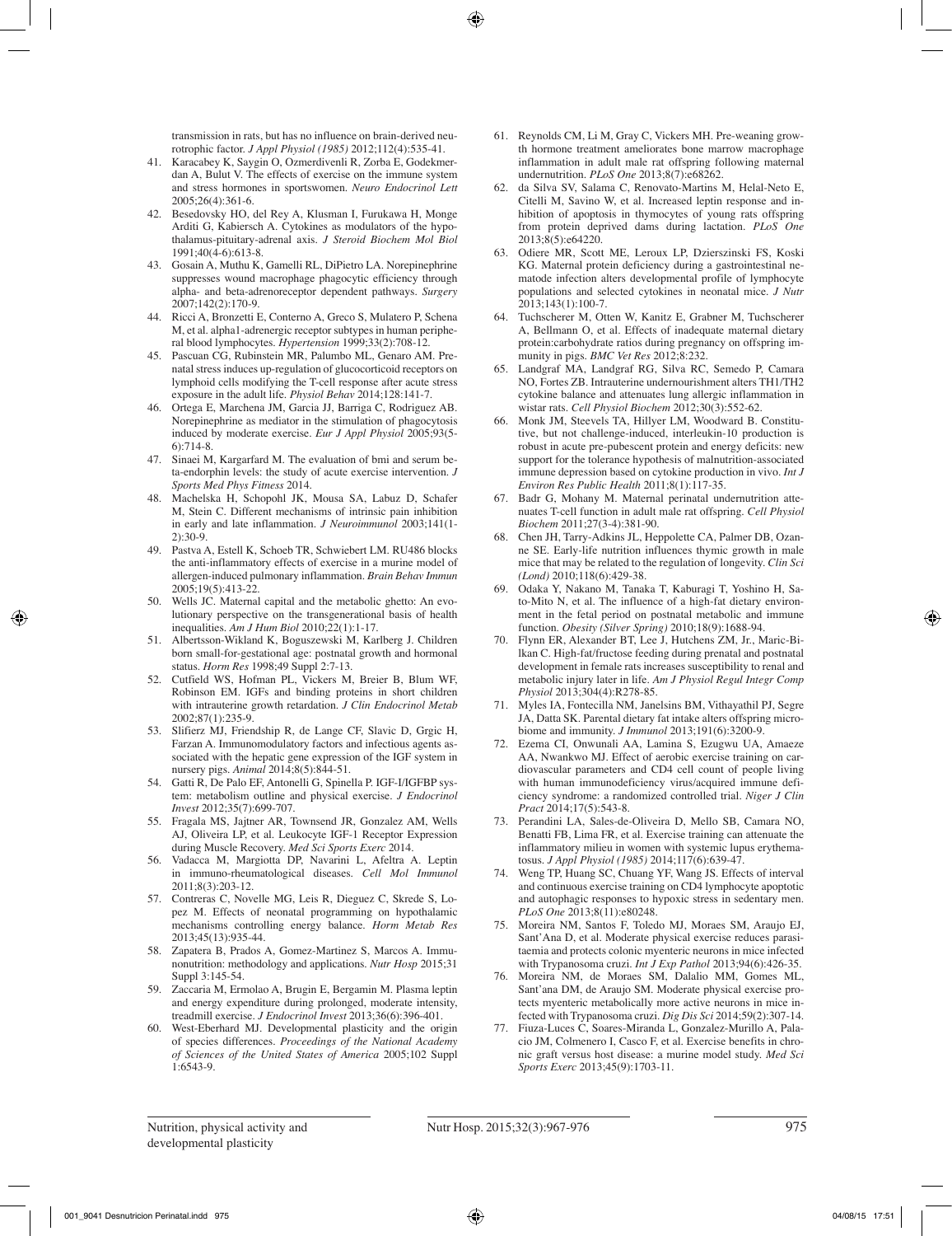transmission in rats, but has no influence on brain-derived neurotrophic factor. *J Appl Physiol (1985)* 2012;112(4):535-41.

41. Karacabey K, Saygin O, Ozmerdivenli R, Zorba E, Godekmerdan A, Bulut V. The effects of exercise on the immune system and stress hormones in sportswomen. *Neuro Endocrinol Lett* 2005;26(4):361-6.
42. Besedovsky HO, del Rey A, Klusman I, Furukawa H, Monge Arditi G, Kabiersch A. Cytokines as modulators of the hypothalamus-pituitary-adrenal axis. *J Steroid Biochem Mol Biol* 1991;40(4-6):613-8.
43. Gosain A, Muthu K, Gamelli RL, DiPietro LA. Norepinephrine suppresses wound macrophage phagocytic efficiency through alpha- and beta-adrenoreceptor dependent pathways. *Surgery* 2007;142(2):170-9.
44. Ricci A, Bronzetti E, Conterno A, Greco S, Mulatero P, Schena M, et al. alpha1-adrenergic receptor subtypes in human peripheral blood lymphocytes. *Hypertension* 1999;33(2):708-12.
45. Pascuan CG, Rubinstein MR, Palumbo ML, Genaro AM. Prenatal stress induces up-regulation of glucocorticoid receptors on lymphoid cells modifying the T-cell response after acute stress exposure in the adult life. *Physiol Behav* 2014;128:141-7.
46. Ortega E, Marchena JM, Garcia JJ, Barriga C, Rodriguez AB. Norepinephrine as mediator in the stimulation of phagocytosis induced by moderate exercise. *Eur J Appl Physiol* 2005;93(5-6):714-8.
47. Sinaei M, Kargarfard M. The evaluation of bmi and serum beta-endorphin levels: the study of acute exercise intervention. *J Sports Med Phys Fitness* 2014.
48. Machelska H, Schopohl JK, Mousa SA, Labuz D, Schafer M, Stein C. Different mechanisms of intrinsic pain inhibition in early and late inflammation. *J Neuroimmunol* 2003;141(1-2):30-9.
49. Pastva A, Estell K, Schoeb TR, Schwiebert LM. RU486 blocks the anti-inflammatory effects of exercise in a murine model of allergen-induced pulmonary inflammation. *Brain Behav Immun* 2005;19(5):413-22.
50. Wells JC. Maternal capital and the metabolic ghetto: An evolutionary perspective on the transgenerational basis of health inequalities. *Am J Hum Biol* 2010;22(1):1-17.
51. Albertsson-Wikland K, Boguszewski M, Karlberg J. Children born small-for-gestational age: postnatal growth and hormonal status. *Horm Res* 1998;49 Suppl 2:7-13.
52. Cutfield WS, Hofman PL, Vickers M, Breier B, Blum WF, Robinson EM. IGFs and binding proteins in short children with intrauterine growth retardation. *J Clin Endocrinol Metab* 2002;87(1):235-9.
53. Slifierz MJ, Friendship R, de Lange CF, Slavic D, Grgic H, Farzan A. Immunomodulatory factors and infectious agents associated with the hepatic gene expression of the IGF system in nursery pigs. *Animal* 2014;8(5):844-51.
54. Gatti R, De Palo EF, Antonelli G, Spinella P. IGF-I/IGFBP system: metabolism outline and physical exercise. *J Endocrinol Invest* 2012;35(7):699-707.
55. Fragala MS, Jajtner AR, Townsend JR, Gonzalez AM, Wells AJ, Oliveira LP, et al. Leukocyte IGF-1 Receptor Expression during Muscle Recovery. *Med Sci Sports Exerc* 2014.
56. Vadacca M, Margiotta DP, Navarini L, Afeltra A. Leptin in immuno-rheumatological diseases. *Cell Mol Immunol* 2011;8(3):203-12.
57. Contreras C, Novelle MG, Leis R, Dieguez C, Skrede S, Lopez M. Effects of neonatal programming on hypothalamic mechanisms controlling energy balance. *Horm Metab Res* 2013;45(13):935-44.
58. Zapatera B, Prados A, Gomez-Martinez S, Marcos A. Immunonutrition: methodology and applications. *Nutr Hosp* 2015;31 Suppl 3:145-54.
59. Zaccaria M, Ermolao A, Brugin E, Bergamin M. Plasma leptin and energy expenditure during prolonged, moderate intensity, treadmill exercise. *J Endocrinol Invest* 2013;36(6):396-401.
60. West-Eberhard MJ. Developmental plasticity and the origin of species differences. *Proceedings of the National Academy of Sciences of the United States of America* 2005;102 Suppl 1:6543-9.
61. Reynolds CM, Li M, Gray C, Vickers MH. Pre-weaning growth hormone treatment ameliorates bone marrow macrophage inflammation in adult male rat offspring following maternal undernutrition. *PLoS One* 2013;8(7):e68262.
62. da Silva SV, Salama C, Renovato-Martins M, Helal-Neto E, Citelli M, Savino W, et al. Increased leptin response and inhibition of apoptosis in thymocytes of young rats offspring from protein deprived dams during lactation. *PLoS One* 2013;8(5):e64220.
63. Odiere MR, Scott ME, Leroux LP, Dzierszinski FS, Koski KG. Maternal protein deficiency during a gastrointestinal nematode infection alters developmental profile of lymphocyte populations and selected cytokines in neonatal mice. *J Nutr* 2013;143(1):100-7.
64. Tuchscherer M, Otten W, Kanitz E, Grabner M, Tuchscherer A, Bellmann O, et al. Effects of inadequate maternal dietary protein:carbohydrate ratios during pregnancy on offspring immunity in pigs. *BMC Vet Res* 2012;8:232.
65. Landgraf MA, Landgraf RG, Silva RC, Semedo P, Camara NO, Fortes ZB. Intrauterine undernourishment alters TH1/TH2 cytokine balance and attenuates lung allergic inflammation in wistar rats. *Cell Physiol Biochem* 2012;30(3):552-62.
66. Monk JM, Steevels TA, Hillyer LM, Woodward B. Constitutive, but not challenge-induced, interleukin-10 production is robust in acute pre-pubescent protein and energy deficits: new support for the tolerance hypothesis of malnutrition-associated immune depression based on cytokine production in vivo. *Int J Environ Res Public Health* 2011;8(1):117-35.
67. Badr G, Mohany M. Maternal perinatal undernutrition attenuates T-cell function in adult male rat offspring. *Cell Physiol Biochem* 2011;27(3-4):381-90.
68. Chen JH, Tarry-Adkins JL, Heppolette CA, Palmer DB, Ozanne SE. Early-life nutrition influences thymic growth in male mice that may be related to the regulation of longevity. *Clin Sci (Lond)* 2010;118(6):429-38.
69. Odaka Y, Nakano M, Tanaka T, Kaburagi T, Yoshino H, Sato-Mito N, et al. The influence of a high-fat dietary environment in the fetal period on postnatal metabolic and immune function. *Obesity (Silver Spring)* 2010;18(9):1688-94.
70. Flynn ER, Alexander BT, Lee J, Hutchens ZM, Jr., Maric-Bilkan C. High-fat/fructose feeding during prenatal and postnatal development in female rats increases susceptibility to renal and metabolic injury later in life. *Am J Physiol Regul Integr Comp Physiol* 2013;304(4):R278-85.
71. Myles IA, Fontecilla NM, Janelsins BM, Vithayathil PJ, Segre JA, Datta SK. Parental dietary fat intake alters offspring microbiome and immunity. *J Immunol* 2013;191(6):3200-9.
72. Ezema CI, Onwunali AA, Lamina S, Ezugwu UA, Amaeze AA, Nwankwo MJ. Effect of aerobic exercise training on cardiovascular parameters and CD4 cell count of people living with human immunodeficiency virus/acquired immune deficiency syndrome: a randomized controlled trial. *Niger J Clin Pract* 2014;17(5):543-8.
73. Perandini LA, Sales-de-Oliveira D, Mello SB, Camara NO, Benatti FB, Lima FR, et al. Exercise training can attenuate the inflammatory milieu in women with systemic lupus erythematosus. *J Appl Physiol (1985)* 2014;117(6):639-47.
74. Weng TP, Huang SC, Chuang YF, Wang JS. Effects of interval and continuous exercise training on CD4 lymphocyte apoptotic and autophagic responses to hypoxic stress in sedentary men. *PLoS One* 2013;8(11):e80248.
75. Moreira NM, Santos F, Toledo MJ, Moraes SM, Araujo EJ, Sant'Ana D, et al. Moderate physical exercise reduces parasitaemia and protects colonic myenteric neurons in mice infected with Trypanosoma cruzi. *Int J Exp Pathol* 2013;94(6):426-35.
76. Moreira NM, de Moraes SM, Dalalio MM, Gomes ML, Sant'ana DM, de Araujo SM. Moderate physical exercise protects myenteric metabolically more active neurons in mice infected with Trypanosoma cruzi. *Dig Dis Sci* 2014;59(2):307-14.
77. Fiuza-Luces C, Soares-Miranda L, Gonzalez-Murillo A, Palacio JM, Colmenero I, Casco F, et al. Exercise benefits in chronic graft versus host disease: a murine model study. *Med Sci Sports Exerc* 2013;45(9):1703-11.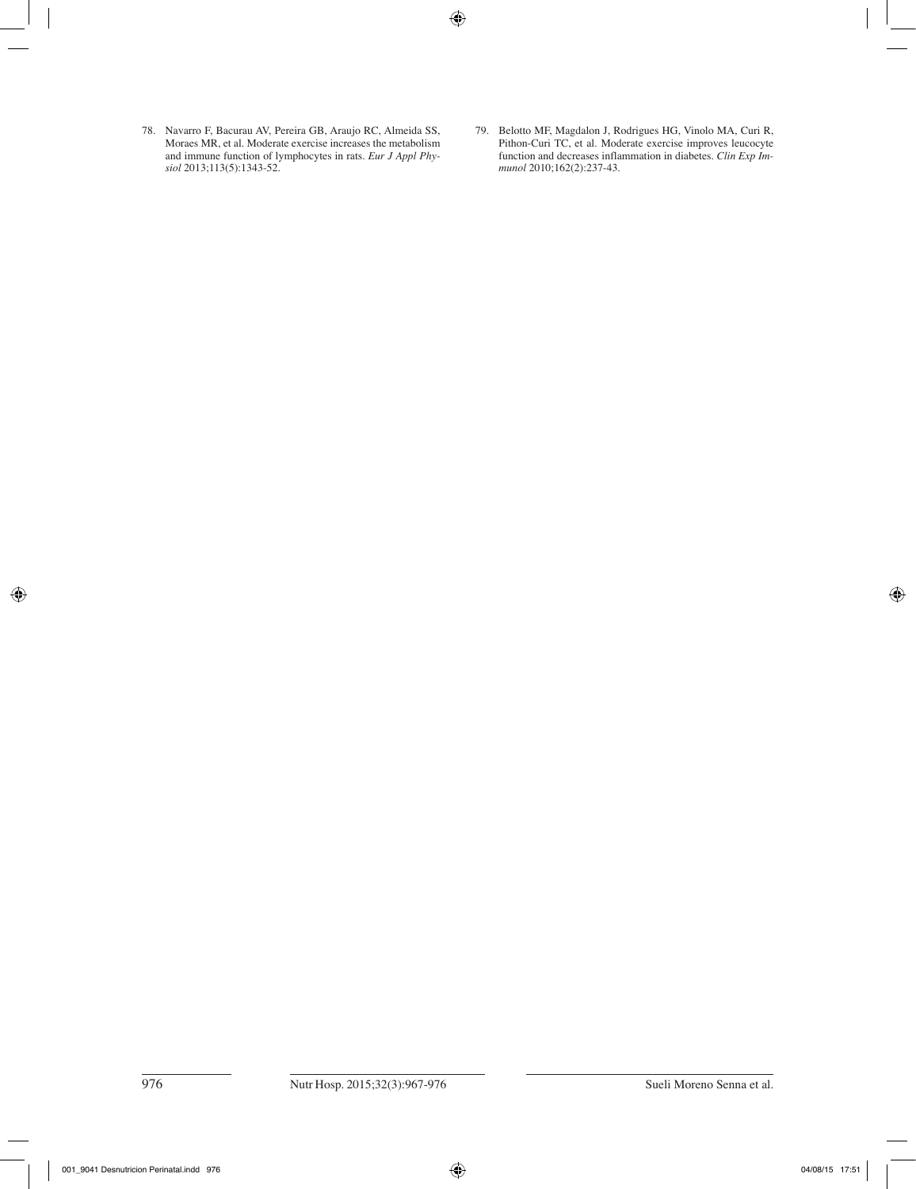78. Navarro F, Bacurau AV, Pereira GB, Araujo RC, Almeida SS, Moraes MR, et al. Moderate exercise increases the metabolism and immune function of lymphocytes in rats. *Eur J Appl Physiol* 2013;113(5):1343-52.

79. Belotto MF, Magdalon J, Rodrigues HG, Vinolo MA, Curi R, Pithon-Curi TC, et al. Moderate exercise improves leucocyte function and decreases inflammation in diabetes. *Clin Exp Immunol* 2010;162(2):237-43.